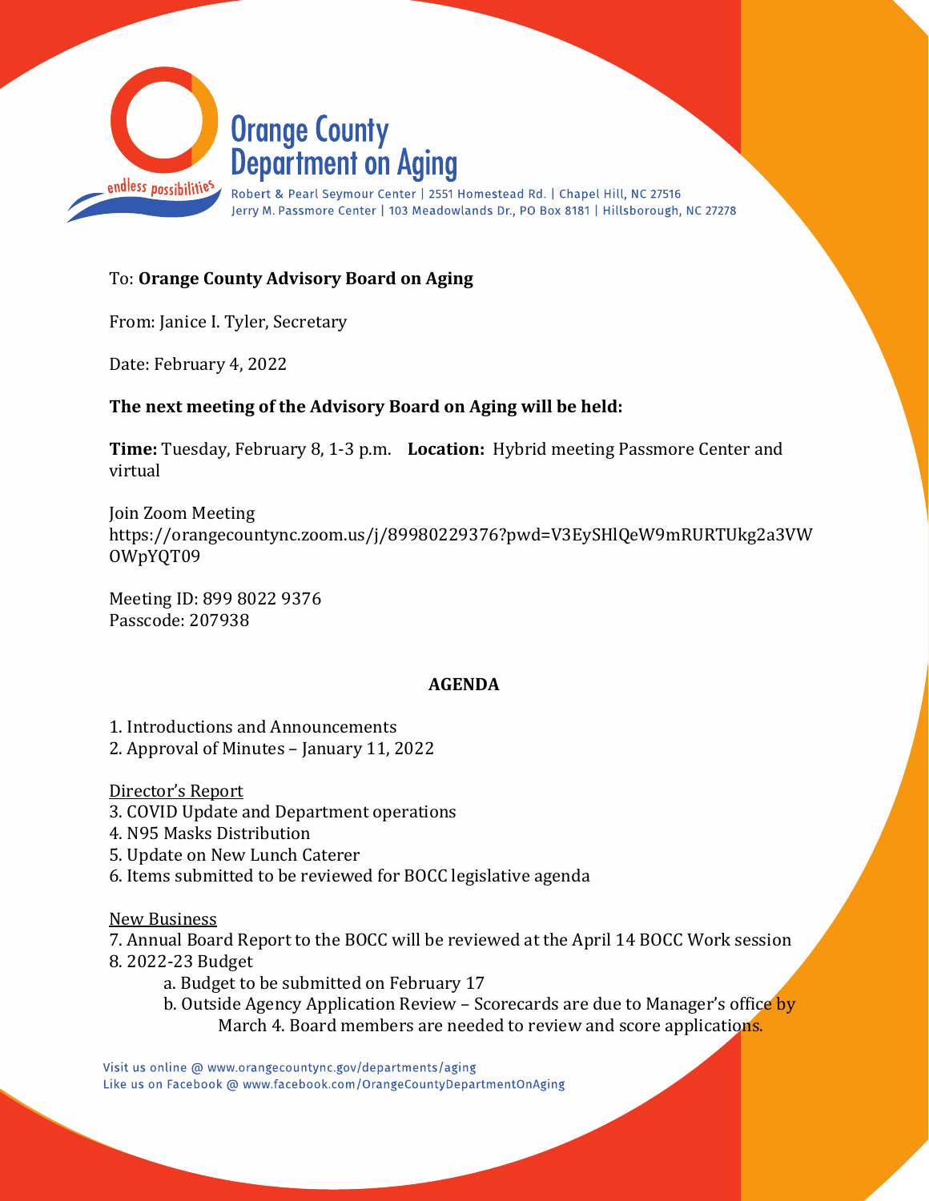# Orange County Department on Aging

endless possibilities

Robert & Pearl Seymour Center | 2551 Homestead Rd. | Chapel Hill, NC 27516
Jerry M. Passmore Center | 103 Meadowlands Dr., PO Box 8181 | Hillsborough, NC 27278

To: **Orange County Advisory Board on Aging**

From: Janice I. Tyler, Secretary

Date: February 4, 2022

**The next meeting of the Advisory Board on Aging will be held:**

**Time:** Tuesday, February 8, 1-3 p.m.  **Location:** Hybrid meeting Passmore Center and virtual

Join Zoom Meeting
https://orangecountync.zoom.us/j/89980229376?pwd=V3EySHlQeW9mRURTUkg2a3VWOWpYQT09

Meeting ID: 899 8022 9376
Passcode: 207938

**AGENDA**

1. Introductions and Announcements
2. Approval of Minutes – January 11, 2022

Director's Report

3. COVID Update and Department operations
4. N95 Masks Distribution
5. Update on New Lunch Caterer
6. Items submitted to be reviewed for BOCC legislative agenda

New Business

7. Annual Board Report to the BOCC will be reviewed at the April 14 BOCC Work session
8. 2022-23 Budget
   a. Budget to be submitted on February 17
   b. Outside Agency Application Review – Scorecards are due to Manager's office by March 4. Board members are needed to review and score applications.

Visit us online @ www.orangecountync.gov/departments/aging
Like us on Facebook @ www.facebook.com/OrangeCountyDepartmentOnAging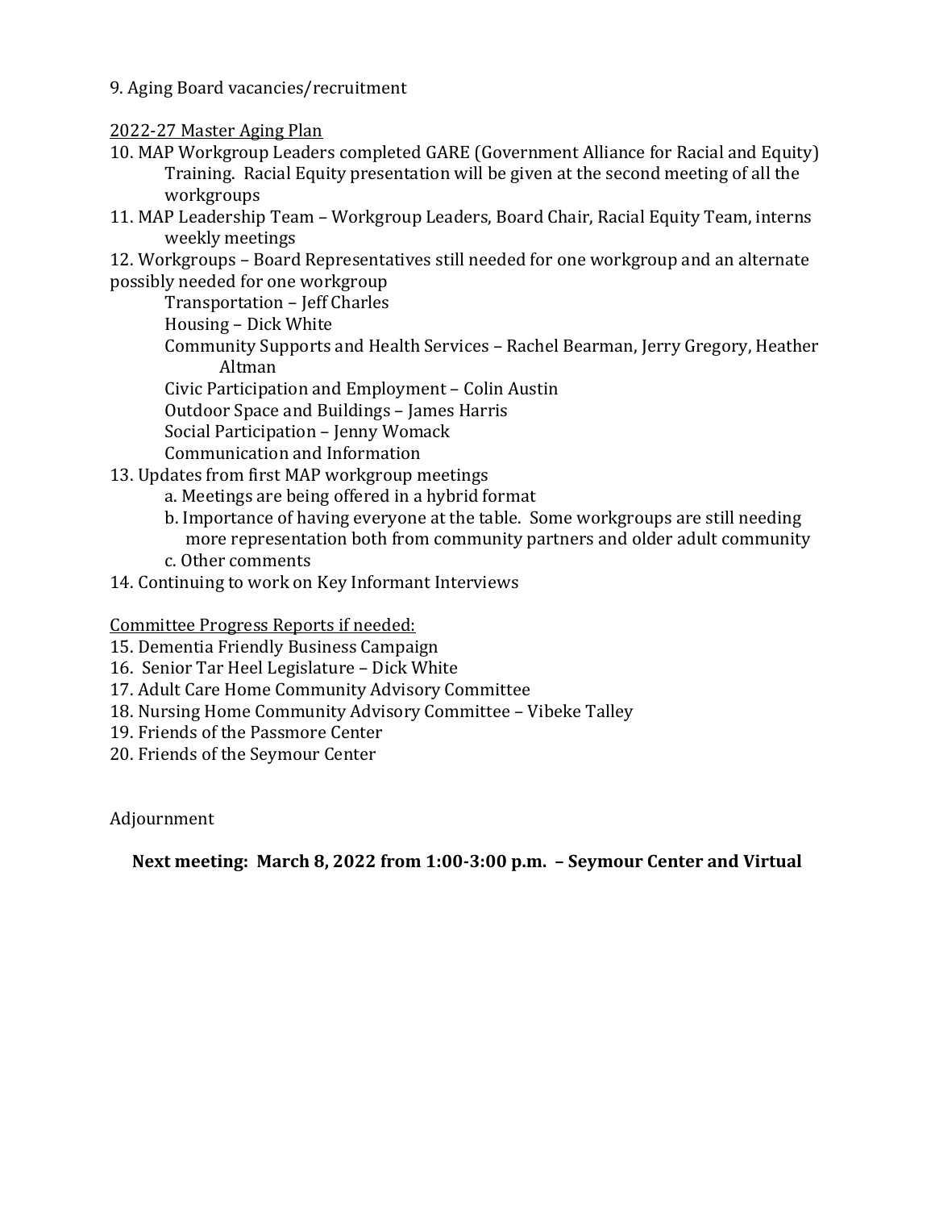9. Aging Board vacancies/recruitment

2022-27 Master Aging Plan

10. MAP Workgroup Leaders completed GARE (Government Alliance for Racial and Equity) Training. Racial Equity presentation will be given at the second meeting of all the workgroups
11. MAP Leadership Team – Workgroup Leaders, Board Chair, Racial Equity Team, interns weekly meetings
12. Workgroups – Board Representatives still needed for one workgroup and an alternate possibly needed for one workgroup
    - Transportation – Jeff Charles
    - Housing – Dick White
    - Community Supports and Health Services – Rachel Bearman, Jerry Gregory, Heather Altman
    - Civic Participation and Employment – Colin Austin
    - Outdoor Space and Buildings – James Harris
    - Social Participation – Jenny Womack
    - Communication and Information
13. Updates from first MAP workgroup meetings
    - a. Meetings are being offered in a hybrid format
    - b. Importance of having everyone at the table. Some workgroups are still needing more representation both from community partners and older adult community
    - c. Other comments
14. Continuing to work on Key Informant Interviews

Committee Progress Reports if needed:

15. Dementia Friendly Business Campaign
16. Senior Tar Heel Legislature – Dick White
17. Adult Care Home Community Advisory Committee
18. Nursing Home Community Advisory Committee – Vibeke Talley
19. Friends of the Passmore Center
20. Friends of the Seymour Center

Adjournment

**Next meeting: March 8, 2022 from 1:00-3:00 p.m. – Seymour Center and Virtual**